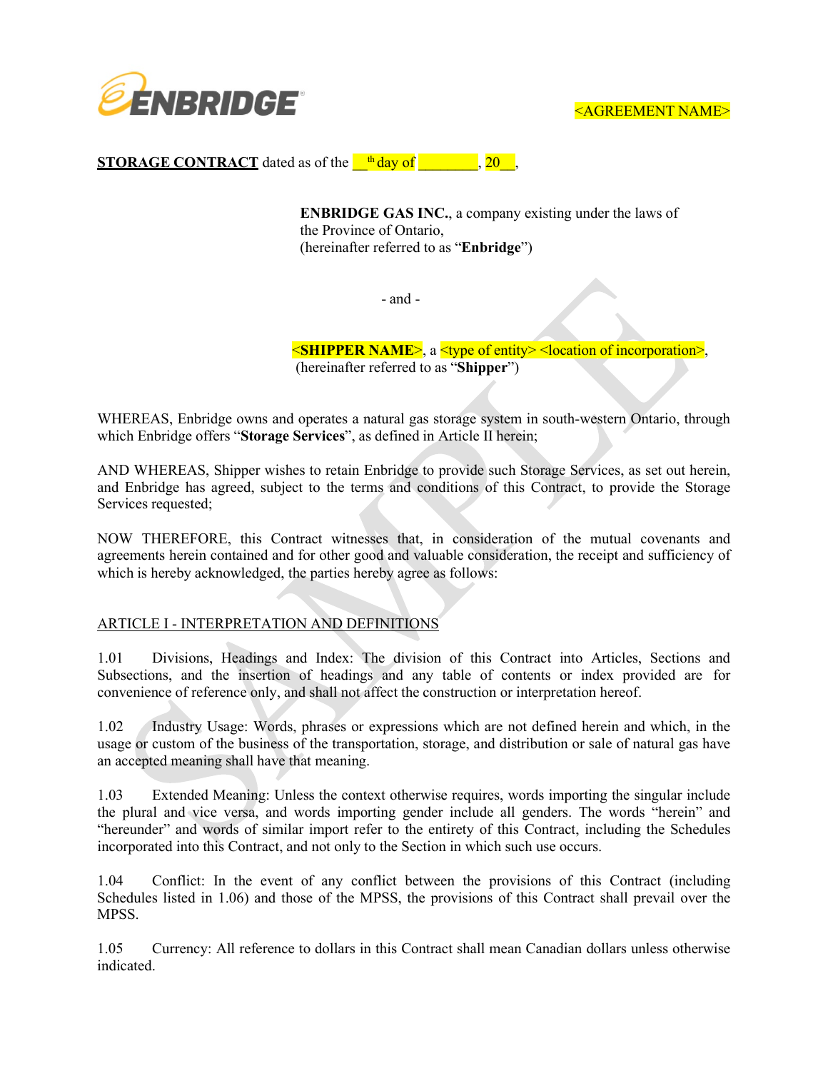<AGREEMENT NAME>

**STORAGE CONTRACT** dated as of the __th day of ________, 20__,

**ENBRIDGE GAS INC.**, a company existing under the laws of the Province of Ontario,
(hereinafter referred to as "**Enbridge**")

- and -

**<SHIPPER NAME>**, a <type of entity> <location of incorporation>,
(hereinafter referred to as "**Shipper**")

WHEREAS, Enbridge owns and operates a natural gas storage system in south-western Ontario, through which Enbridge offers "**Storage Services**", as defined in Article II herein;

AND WHEREAS, Shipper wishes to retain Enbridge to provide such Storage Services, as set out herein, and Enbridge has agreed, subject to the terms and conditions of this Contract, to provide the Storage Services requested;

NOW THEREFORE, this Contract witnesses that, in consideration of the mutual covenants and agreements herein contained and for other good and valuable consideration, the receipt and sufficiency of which is hereby acknowledged, the parties hereby agree as follows:

## ARTICLE I - INTERPRETATION AND DEFINITIONS

1.01 Divisions, Headings and Index: The division of this Contract into Articles, Sections and Subsections, and the insertion of headings and any table of contents or index provided are for convenience of reference only, and shall not affect the construction or interpretation hereof.

1.02 Industry Usage: Words, phrases or expressions which are not defined herein and which, in the usage or custom of the business of the transportation, storage, and distribution or sale of natural gas have an accepted meaning shall have that meaning.

1.03 Extended Meaning: Unless the context otherwise requires, words importing the singular include the plural and vice versa, and words importing gender include all genders. The words "herein" and "hereunder" and words of similar import refer to the entirety of this Contract, including the Schedules incorporated into this Contract, and not only to the Section in which such use occurs.

1.04 Conflict: In the event of any conflict between the provisions of this Contract (including Schedules listed in 1.06) and those of the MPSS, the provisions of this Contract shall prevail over the MPSS.

1.05 Currency: All reference to dollars in this Contract shall mean Canadian dollars unless otherwise indicated.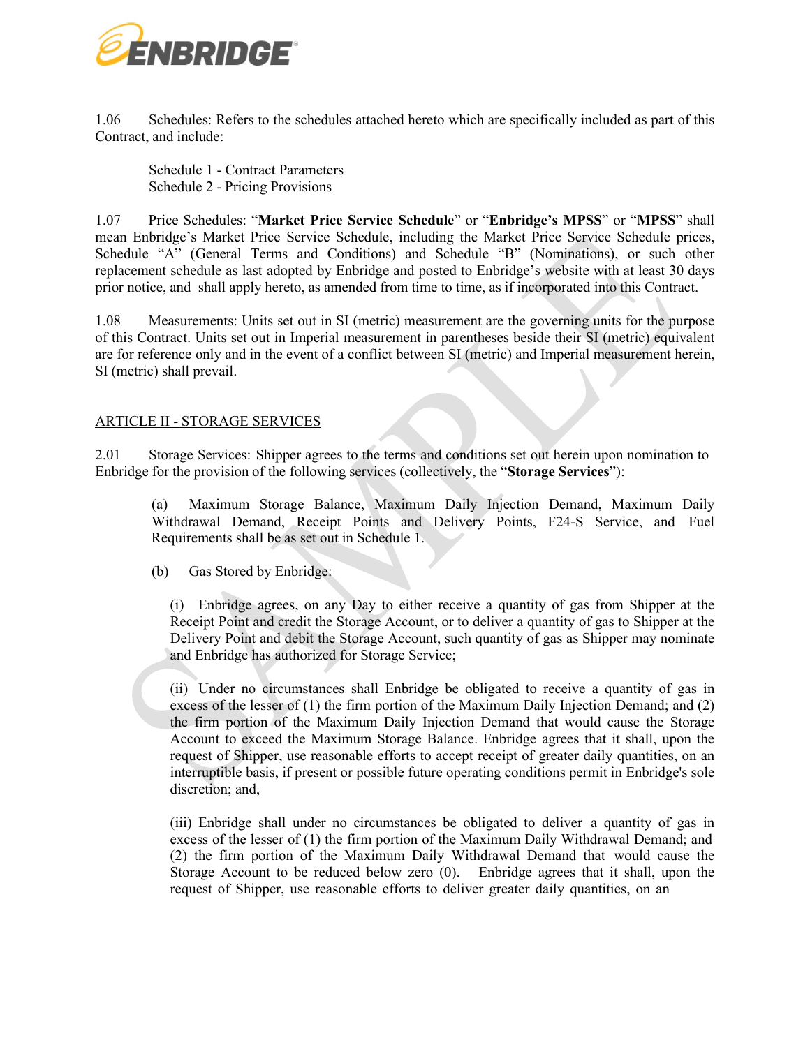1.06 Schedules: Refers to the schedules attached hereto which are specifically included as part of this Contract, and include:

Schedule 1 - Contract Parameters
Schedule 2 - Pricing Provisions

1.07 Price Schedules: "**Market Price Service Schedule**" or "**Enbridge's MPSS**" or "**MPSS**" shall mean Enbridge's Market Price Service Schedule, including the Market Price Service Schedule prices, Schedule "A" (General Terms and Conditions) and Schedule "B" (Nominations), or such other replacement schedule as last adopted by Enbridge and posted to Enbridge's website with at least 30 days prior notice, and shall apply hereto, as amended from time to time, as if incorporated into this Contract.

1.08 Measurements: Units set out in SI (metric) measurement are the governing units for the purpose of this Contract. Units set out in Imperial measurement in parentheses beside their SI (metric) equivalent are for reference only and in the event of a conflict between SI (metric) and Imperial measurement herein, SI (metric) shall prevail.

## ARTICLE II - STORAGE SERVICES

2.01 Storage Services: Shipper agrees to the terms and conditions set out herein upon nomination to Enbridge for the provision of the following services (collectively, the "**Storage Services**"):

(a) Maximum Storage Balance, Maximum Daily Injection Demand, Maximum Daily Withdrawal Demand, Receipt Points and Delivery Points, F24-S Service, and Fuel Requirements shall be as set out in Schedule 1.

(b) Gas Stored by Enbridge:

(i) Enbridge agrees, on any Day to either receive a quantity of gas from Shipper at the Receipt Point and credit the Storage Account, or to deliver a quantity of gas to Shipper at the Delivery Point and debit the Storage Account, such quantity of gas as Shipper may nominate and Enbridge has authorized for Storage Service;

(ii) Under no circumstances shall Enbridge be obligated to receive a quantity of gas in excess of the lesser of (1) the firm portion of the Maximum Daily Injection Demand; and (2) the firm portion of the Maximum Daily Injection Demand that would cause the Storage Account to exceed the Maximum Storage Balance. Enbridge agrees that it shall, upon the request of Shipper, use reasonable efforts to accept receipt of greater daily quantities, on an interruptible basis, if present or possible future operating conditions permit in Enbridge's sole discretion; and,

(iii) Enbridge shall under no circumstances be obligated to deliver a quantity of gas in excess of the lesser of (1) the firm portion of the Maximum Daily Withdrawal Demand; and (2) the firm portion of the Maximum Daily Withdrawal Demand that would cause the Storage Account to be reduced below zero (0). Enbridge agrees that it shall, upon the request of Shipper, use reasonable efforts to deliver greater daily quantities, on an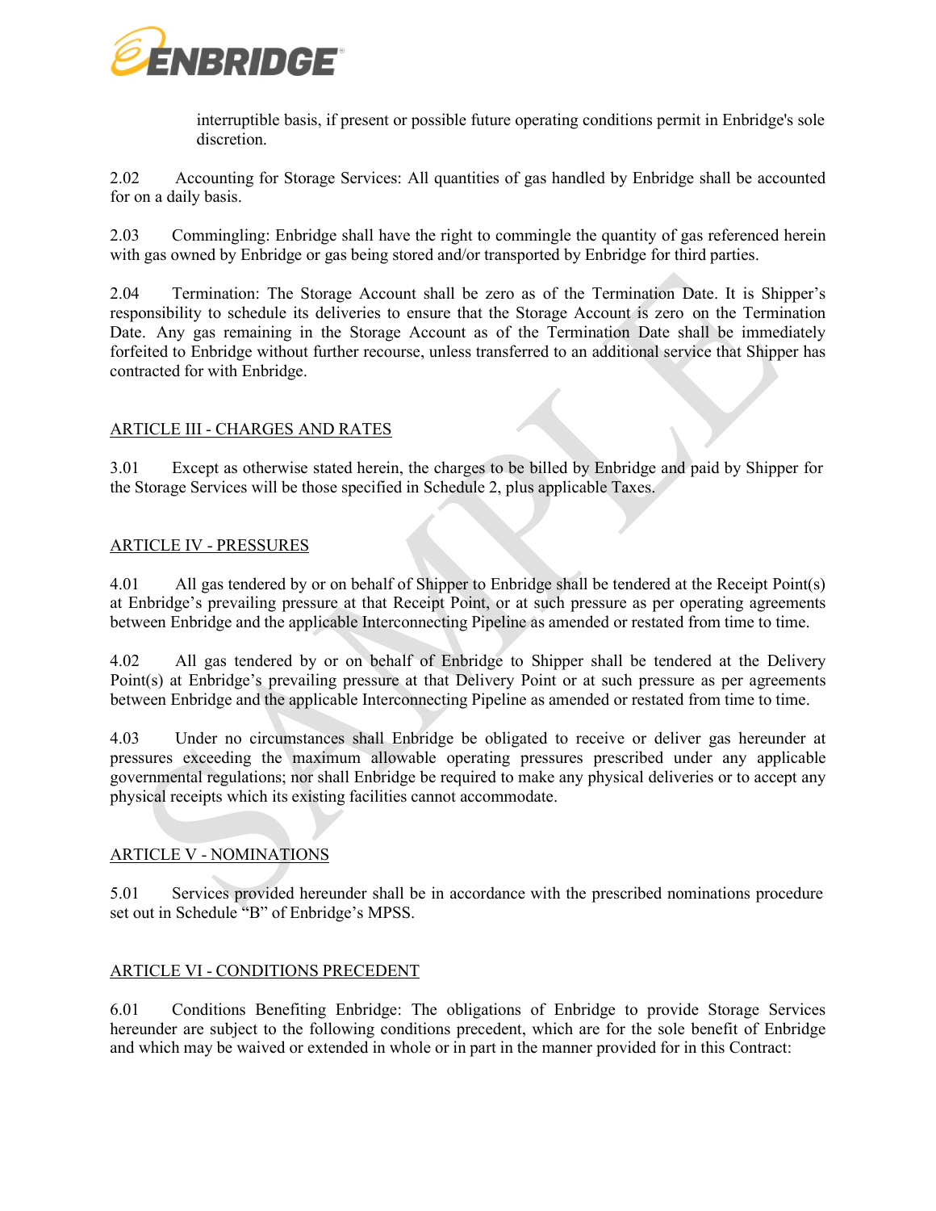interruptible basis, if present or possible future operating conditions permit in Enbridge's sole discretion.

2.02 Accounting for Storage Services: All quantities of gas handled by Enbridge shall be accounted for on a daily basis.

2.03 Commingling: Enbridge shall have the right to commingle the quantity of gas referenced herein with gas owned by Enbridge or gas being stored and/or transported by Enbridge for third parties.

2.04 Termination: The Storage Account shall be zero as of the Termination Date. It is Shipper's responsibility to schedule its deliveries to ensure that the Storage Account is zero on the Termination Date. Any gas remaining in the Storage Account as of the Termination Date shall be immediately forfeited to Enbridge without further recourse, unless transferred to an additional service that Shipper has contracted for with Enbridge.

## ARTICLE III - CHARGES AND RATES

3.01 Except as otherwise stated herein, the charges to be billed by Enbridge and paid by Shipper for the Storage Services will be those specified in Schedule 2, plus applicable Taxes.

## ARTICLE IV - PRESSURES

4.01 All gas tendered by or on behalf of Shipper to Enbridge shall be tendered at the Receipt Point(s) at Enbridge's prevailing pressure at that Receipt Point, or at such pressure as per operating agreements between Enbridge and the applicable Interconnecting Pipeline as amended or restated from time to time.

4.02 All gas tendered by or on behalf of Enbridge to Shipper shall be tendered at the Delivery Point(s) at Enbridge's prevailing pressure at that Delivery Point or at such pressure as per agreements between Enbridge and the applicable Interconnecting Pipeline as amended or restated from time to time.

4.03 Under no circumstances shall Enbridge be obligated to receive or deliver gas hereunder at pressures exceeding the maximum allowable operating pressures prescribed under any applicable governmental regulations; nor shall Enbridge be required to make any physical deliveries or to accept any physical receipts which its existing facilities cannot accommodate.

## ARTICLE V - NOMINATIONS

5.01 Services provided hereunder shall be in accordance with the prescribed nominations procedure set out in Schedule "B" of Enbridge's MPSS.

## ARTICLE VI - CONDITIONS PRECEDENT

6.01 Conditions Benefiting Enbridge: The obligations of Enbridge to provide Storage Services hereunder are subject to the following conditions precedent, which are for the sole benefit of Enbridge and which may be waived or extended in whole or in part in the manner provided for in this Contract: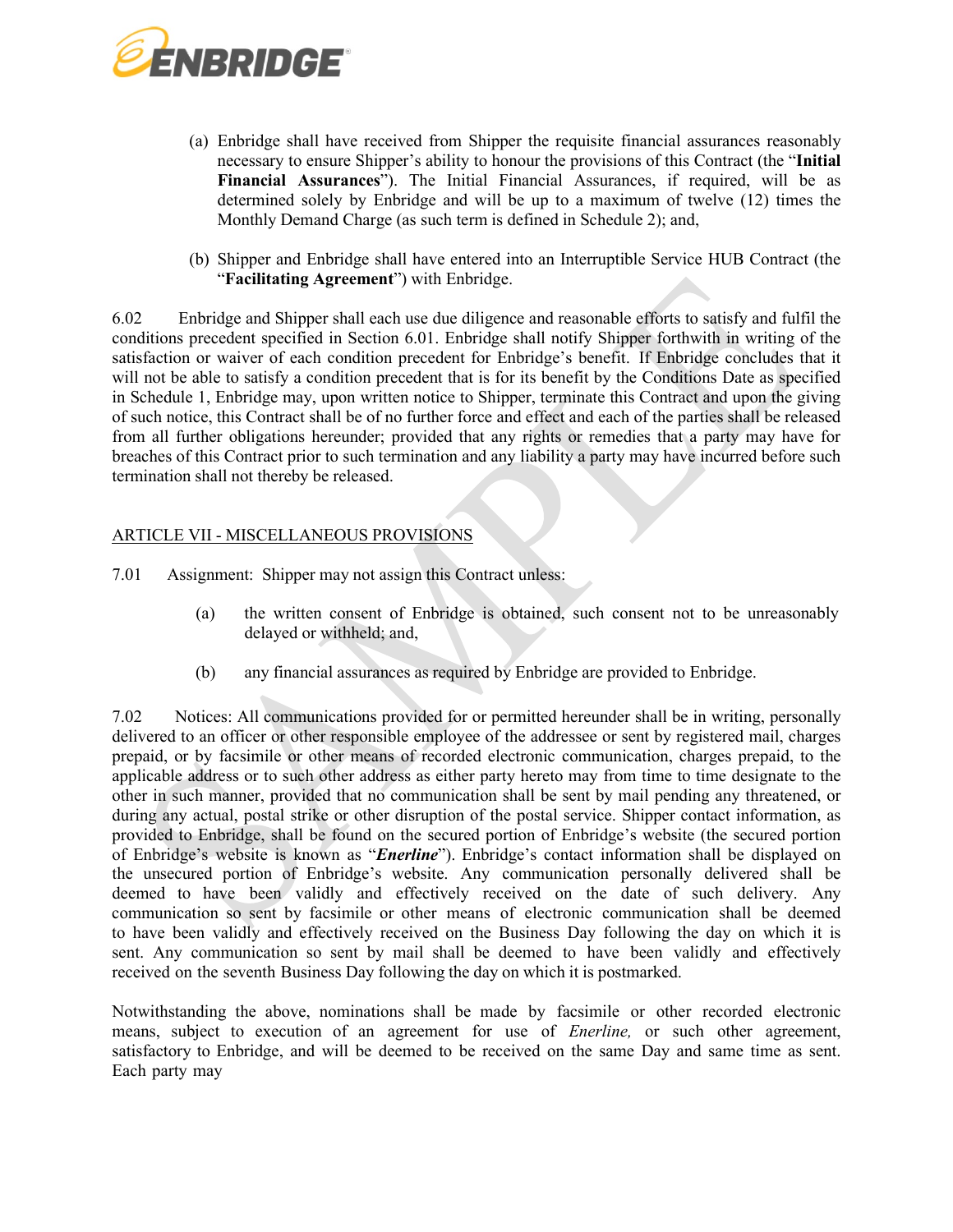(a) Enbridge shall have received from Shipper the requisite financial assurances reasonably necessary to ensure Shipper's ability to honour the provisions of this Contract (the "**Initial Financial Assurances**"). The Initial Financial Assurances, if required, will be as determined solely by Enbridge and will be up to a maximum of twelve (12) times the Monthly Demand Charge (as such term is defined in Schedule 2); and,

(b) Shipper and Enbridge shall have entered into an Interruptible Service HUB Contract (the "**Facilitating Agreement**") with Enbridge.

6.02 Enbridge and Shipper shall each use due diligence and reasonable efforts to satisfy and fulfil the conditions precedent specified in Section 6.01. Enbridge shall notify Shipper forthwith in writing of the satisfaction or waiver of each condition precedent for Enbridge's benefit. If Enbridge concludes that it will not be able to satisfy a condition precedent that is for its benefit by the Conditions Date as specified in Schedule 1, Enbridge may, upon written notice to Shipper, terminate this Contract and upon the giving of such notice, this Contract shall be of no further force and effect and each of the parties shall be released from all further obligations hereunder; provided that any rights or remedies that a party may have for breaches of this Contract prior to such termination and any liability a party may have incurred before such termination shall not thereby be released.

<u>ARTICLE VII - MISCELLANEOUS PROVISIONS</u>

7.01 Assignment: Shipper may not assign this Contract unless:

(a) the written consent of Enbridge is obtained, such consent not to be unreasonably delayed or withheld; and,

(b) any financial assurances as required by Enbridge are provided to Enbridge.

7.02 Notices: All communications provided for or permitted hereunder shall be in writing, personally delivered to an officer or other responsible employee of the addressee or sent by registered mail, charges prepaid, or by facsimile or other means of recorded electronic communication, charges prepaid, to the applicable address or to such other address as either party hereto may from time to time designate to the other in such manner, provided that no communication shall be sent by mail pending any threatened, or during any actual, postal strike or other disruption of the postal service. Shipper contact information, as provided to Enbridge, shall be found on the secured portion of Enbridge's website (the secured portion of Enbridge's website is known as "***Enerline***"). Enbridge's contact information shall be displayed on the unsecured portion of Enbridge's website. Any communication personally delivered shall be deemed to have been validly and effectively received on the date of such delivery. Any communication so sent by facsimile or other means of electronic communication shall be deemed to have been validly and effectively received on the Business Day following the day on which it is sent. Any communication so sent by mail shall be deemed to have been validly and effectively received on the seventh Business Day following the day on which it is postmarked.

Notwithstanding the above, nominations shall be made by facsimile or other recorded electronic means, subject to execution of an agreement for use of *Enerline,* or such other agreement, satisfactory to Enbridge, and will be deemed to be received on the same Day and same time as sent. Each party may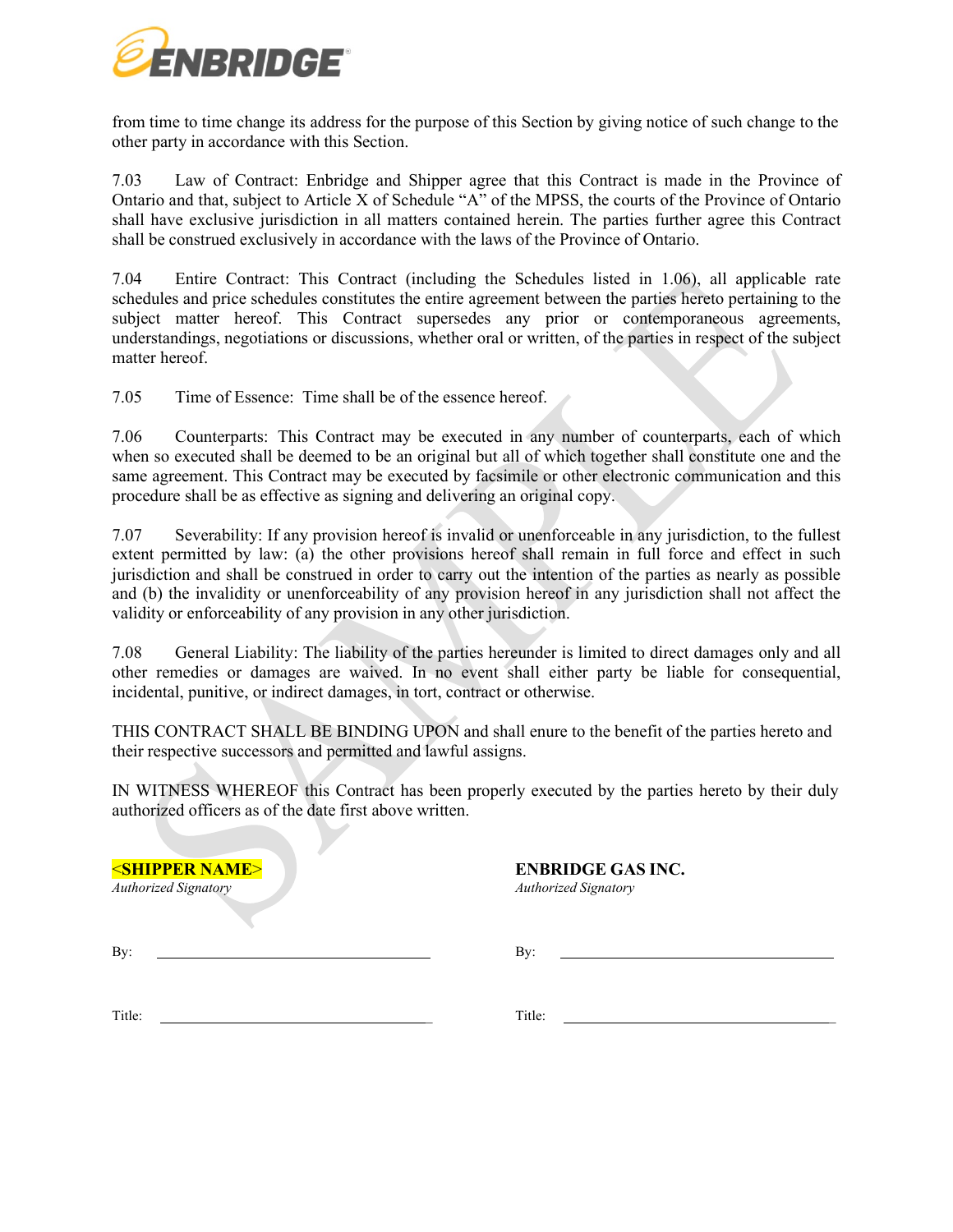from time to time change its address for the purpose of this Section by giving notice of such change to the other party in accordance with this Section.

7.03 Law of Contract: Enbridge and Shipper agree that this Contract is made in the Province of Ontario and that, subject to Article X of Schedule "A" of the MPSS, the courts of the Province of Ontario shall have exclusive jurisdiction in all matters contained herein. The parties further agree this Contract shall be construed exclusively in accordance with the laws of the Province of Ontario.

7.04 Entire Contract: This Contract (including the Schedules listed in 1.06), all applicable rate schedules and price schedules constitutes the entire agreement between the parties hereto pertaining to the subject matter hereof. This Contract supersedes any prior or contemporaneous agreements, understandings, negotiations or discussions, whether oral or written, of the parties in respect of the subject matter hereof.

7.05 Time of Essence: Time shall be of the essence hereof.

7.06 Counterparts: This Contract may be executed in any number of counterparts, each of which when so executed shall be deemed to be an original but all of which together shall constitute one and the same agreement. This Contract may be executed by facsimile or other electronic communication and this procedure shall be as effective as signing and delivering an original copy.

7.07 Severability: If any provision hereof is invalid or unenforceable in any jurisdiction, to the fullest extent permitted by law: (a) the other provisions hereof shall remain in full force and effect in such jurisdiction and shall be construed in order to carry out the intention of the parties as nearly as possible and (b) the invalidity or unenforceability of any provision hereof in any jurisdiction shall not affect the validity or enforceability of any provision in any other jurisdiction.

7.08 General Liability: The liability of the parties hereunder is limited to direct damages only and all other remedies or damages are waived. In no event shall either party be liable for consequential, incidental, punitive, or indirect damages, in tort, contract or otherwise.

THIS CONTRACT SHALL BE BINDING UPON and shall enure to the benefit of the parties hereto and their respective successors and permitted and lawful assigns.

IN WITNESS WHEREOF this Contract has been properly executed by the parties hereto by their duly authorized officers as of the date first above written.

| **<SHIPPER NAME>** | **ENBRIDGE GAS INC.** |
|---|---|
| *Authorized Signatory* | *Authorized Signatory* |
| By: ______________________ | By: ______________________ |
| Title: ______________________ | Title: ______________________ |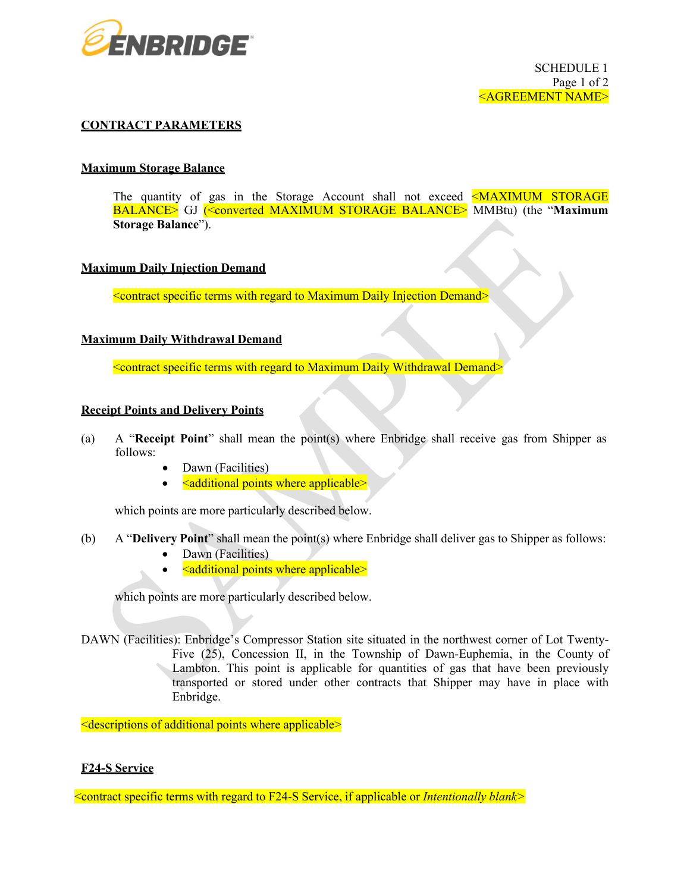SCHEDULE 1

<AGREEMENT NAME>

## CONTRACT PARAMETERS

### Maximum Storage Balance

The quantity of gas in the Storage Account shall not exceed <MAXIMUM STORAGE BALANCE> GJ (<converted MAXIMUM STORAGE BALANCE> MMBtu) (the "**Maximum Storage Balance**").

### Maximum Daily Injection Demand

<contract specific terms with regard to Maximum Daily Injection Demand>

### Maximum Daily Withdrawal Demand

<contract specific terms with regard to Maximum Daily Withdrawal Demand>

### Receipt Points and Delivery Points

(a) A "**Receipt Point**" shall mean the point(s) where Enbridge shall receive gas from Shipper as follows:

- Dawn (Facilities)
- <additional points where applicable>

which points are more particularly described below.

(b) A "**Delivery Point**" shall mean the point(s) where Enbridge shall deliver gas to Shipper as follows:

- Dawn (Facilities)
- <additional points where applicable>

which points are more particularly described below.

DAWN (Facilities): Enbridge's Compressor Station site situated in the northwest corner of Lot Twenty-Five (25), Concession II, in the Township of Dawn-Euphemia, in the County of Lambton. This point is applicable for quantities of gas that have been previously transported or stored under other contracts that Shipper may have in place with Enbridge.

<descriptions of additional points where applicable>

### F24-S Service

<contract specific terms with regard to F24-S Service, if applicable or *Intentionally blank*>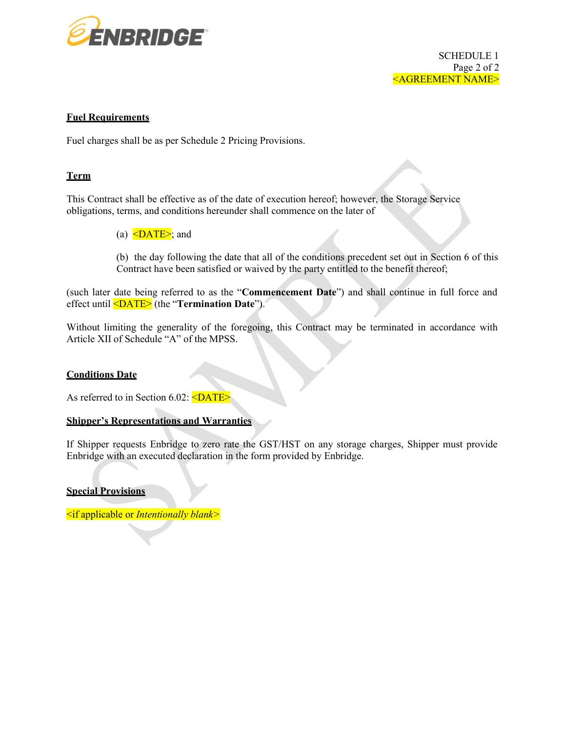SCHEDULE 1

<AGREEMENT NAME>

**Fuel Requirements**

Fuel charges shall be as per Schedule 2 Pricing Provisions.

**Term**

This Contract shall be effective as of the date of execution hereof; however, the Storage Service obligations, terms, and conditions hereunder shall commence on the later of

(a) <DATE>; and

(b) the day following the date that all of the conditions precedent set out in Section 6 of this Contract have been satisfied or waived by the party entitled to the benefit thereof;

(such later date being referred to as the "**Commencement Date**") and shall continue in full force and effect until <DATE> (the "**Termination Date**").

Without limiting the generality of the foregoing, this Contract may be terminated in accordance with Article XII of Schedule "A" of the MPSS.

**Conditions Date**

As referred to in Section 6.02: <DATE>

**Shipper's Representations and Warranties**

If Shipper requests Enbridge to zero rate the GST/HST on any storage charges, Shipper must provide Enbridge with an executed declaration in the form provided by Enbridge.

**Special Provisions**

<if applicable or *Intentionally blank*>